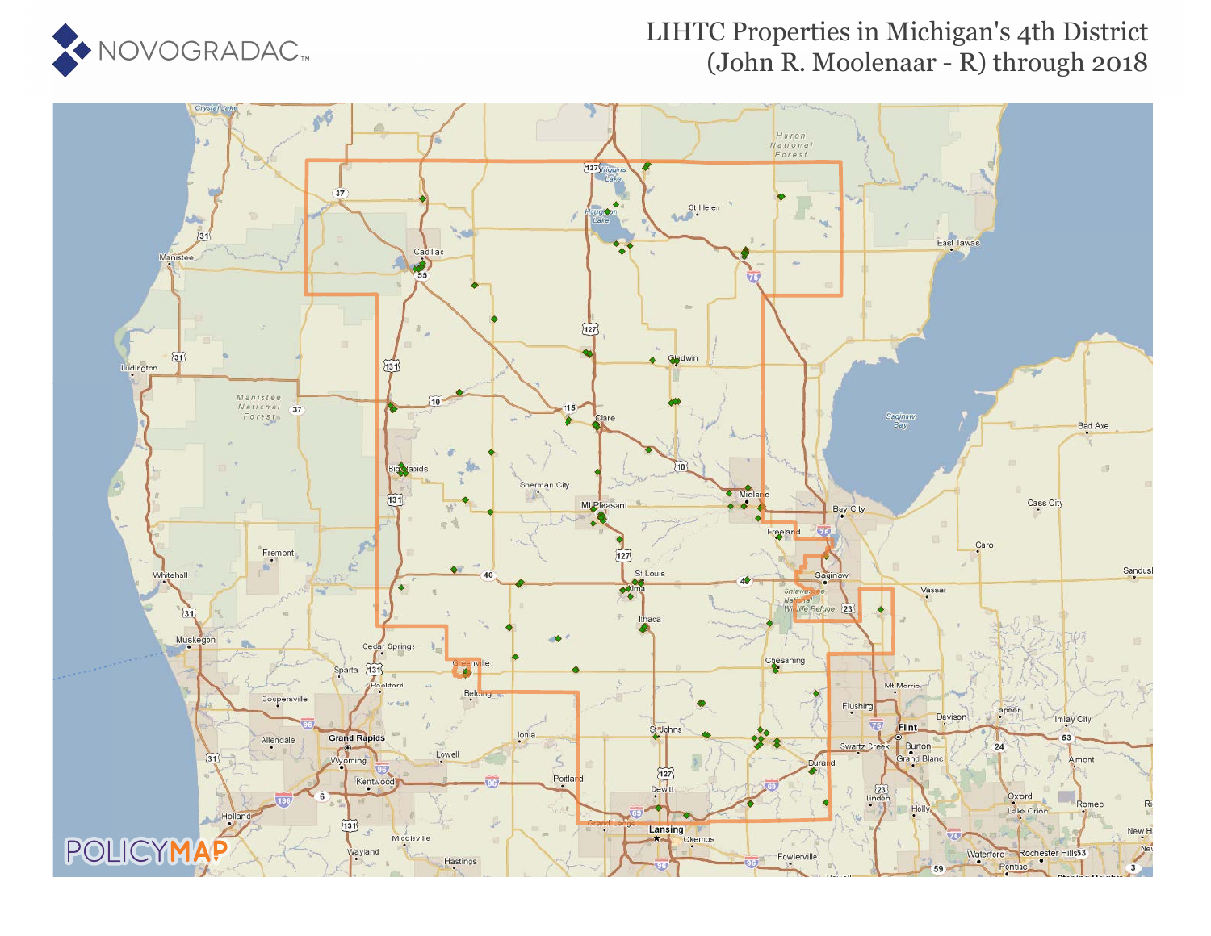# LIHTC Properties in Michigan's 4th District (John R. Moolenaar - R) through 2018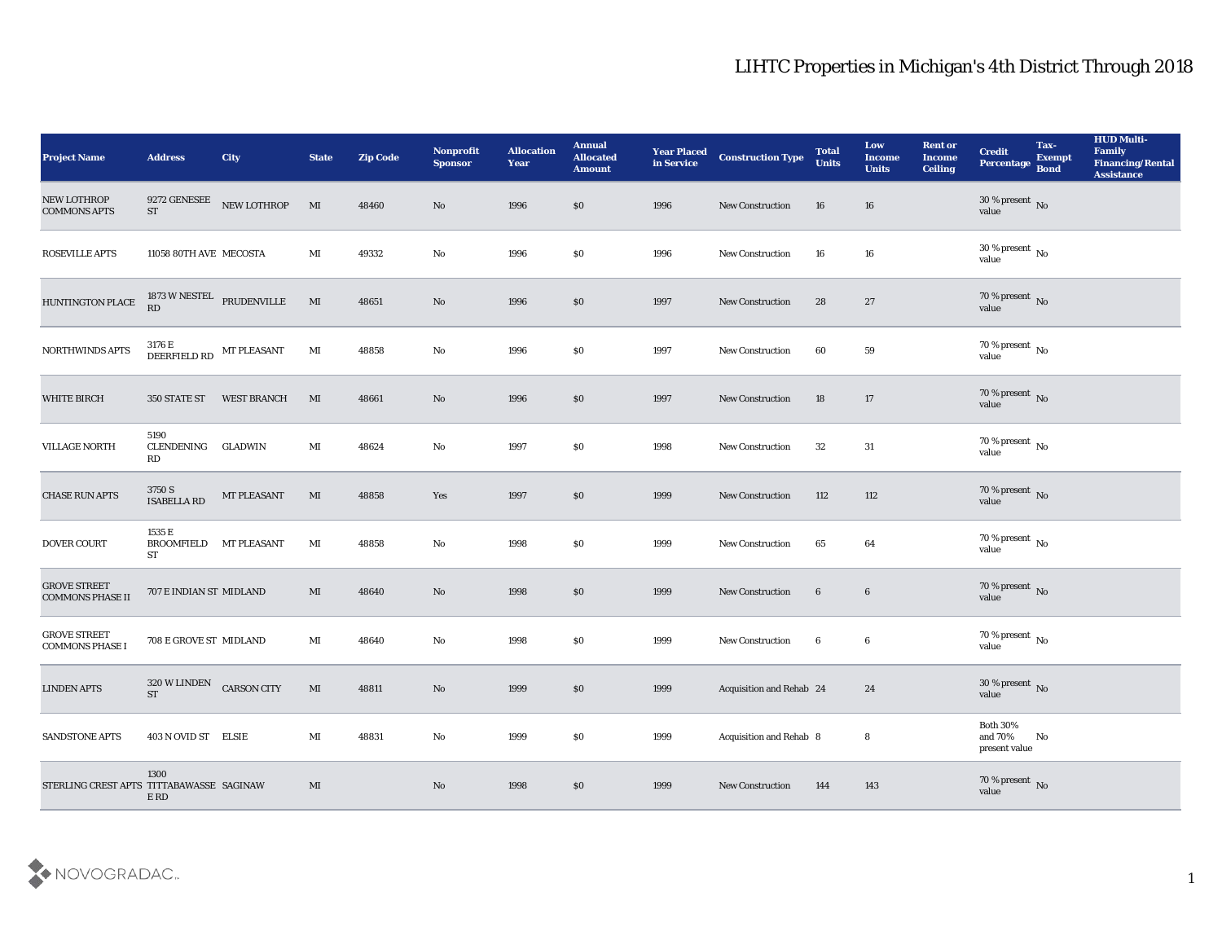# LIHTC Properties in Michigan's 4th District Through 2018

| Project Name | Address | City | State | Zip Code | Nonprofit Sponsor | Allocation Year | Annual Allocated Amount | Year Placed in Service | Construction Type | Total Units | Low Income Units | Rent or Income Ceiling | Credit Percentage | Tax-Exempt Bond | HUD Multi-Family Financing/Rental Assistance |
|---|---|---|---|---|---|---|---|---|---|---|---|---|---|---|---|
| NEW LOTHROP COMMONS APTS | 9272 GENESEE ST | NEW LOTHROP | MI | 48460 | No | 1996 | $0 | 1996 | New Construction | 16 | 16 | | 30 % present value | No | |
| ROSEVILLE APTS | 11058 80TH AVE | MECOSTA | MI | 49332 | No | 1996 | $0 | 1996 | New Construction | 16 | 16 | | 30 % present value | No | |
| HUNTINGTON PLACE | 1873 W NESTEL RD | PRUDENVILLE | MI | 48651 | No | 1996 | $0 | 1997 | New Construction | 28 | 27 | | 70 % present value | No | |
| NORTHWINDS APTS | 3176 E DEERFIELD RD | MT PLEASANT | MI | 48858 | No | 1996 | $0 | 1997 | New Construction | 60 | 59 | | 70 % present value | No | |
| WHITE BIRCH | 350 STATE ST | WEST BRANCH | MI | 48661 | No | 1996 | $0 | 1997 | New Construction | 18 | 17 | | 70 % present value | No | |
| VILLAGE NORTH | 5190 CLENDENING RD | GLADWIN | MI | 48624 | No | 1997 | $0 | 1998 | New Construction | 32 | 31 | | 70 % present value | No | |
| CHASE RUN APTS | 3750 S ISABELLA RD | MT PLEASANT | MI | 48858 | Yes | 1997 | $0 | 1999 | New Construction | 112 | 112 | | 70 % present value | No | |
| DOVER COURT | 1535 E BROOMFIELD ST | MT PLEASANT | MI | 48858 | No | 1998 | $0 | 1999 | New Construction | 65 | 64 | | 70 % present value | No | |
| GROVE STREET COMMONS PHASE II | 707 E INDIAN ST | MIDLAND | MI | 48640 | No | 1998 | $0 | 1999 | New Construction | 6 | 6 | | 70 % present value | No | |
| GROVE STREET COMMONS PHASE I | 708 E GROVE ST | MIDLAND | MI | 48640 | No | 1998 | $0 | 1999 | New Construction | 6 | 6 | | 70 % present value | No | |
| LINDEN APTS | 320 W LINDEN ST | CARSON CITY | MI | 48811 | No | 1999 | $0 | 1999 | Acquisition and Rehab | 24 | 24 | | 30 % present value | No | |
| SANDSTONE APTS | 403 N OVID ST | ELSIE | MI | 48831 | No | 1999 | $0 | 1999 | Acquisition and Rehab | 8 | 8 | | Both 30% and 70% present value | No | |
| STERLING CREST APTS | 1300 TITTABAWASSEE RD | SAGINAW | MI | | No | 1998 | $0 | 1999 | New Construction | 144 | 143 | | 70 % present value | No | |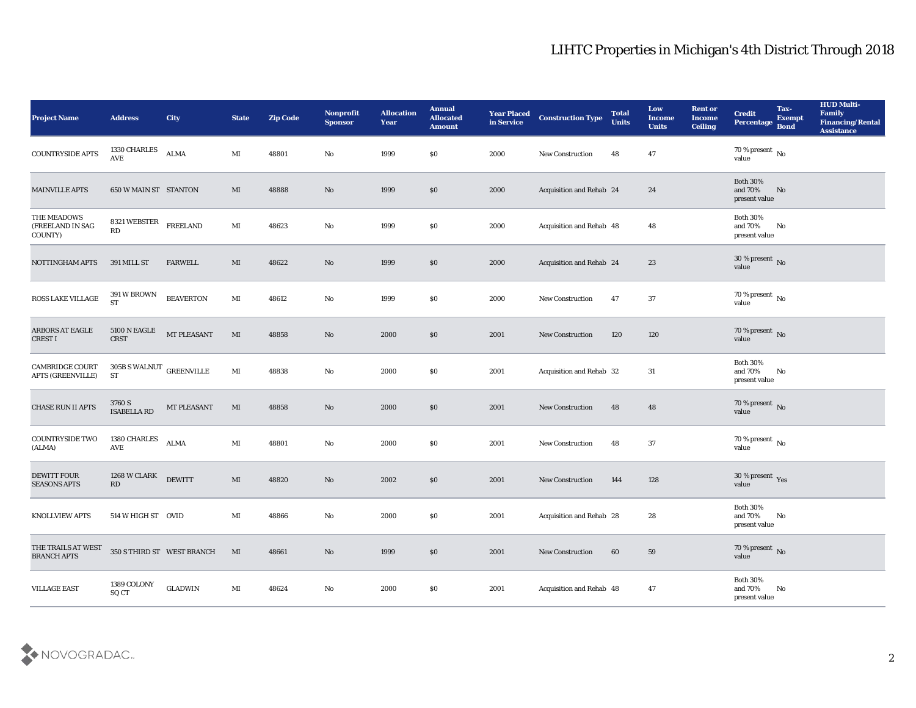# LIHTC Properties in Michigan's 4th District Through 2018

| Project Name | Address | City | State | Zip Code | Nonprofit Sponsor | Allocation Year | Annual Allocated Amount | Year Placed in Service | Construction Type | Total Units | Low Income Units | Rent or Income Ceiling | Credit Percentage | Tax-Exempt Bond | HUD Multi-Family Financing/Rental Assistance |
|---|---|---|---|---|---|---|---|---|---|---|---|---|---|---|---|
| COUNTRYSIDE APTS | 1330 CHARLES AVE | ALMA | MI | 48801 | No | 1999 | $0 | 2000 | New Construction | 48 | 47 | | 70 % present value | No | |
| MAINVILLE APTS | 650 W MAIN ST | STANTON | MI | 48888 | No | 1999 | $0 | 2000 | Acquisition and Rehab | 24 | 24 | | Both 30% and 70% present value | No | |
| THE MEADOWS (FREELAND IN SAG COUNTY) | 8321 WEBSTER RD | FREELAND | MI | 48623 | No | 1999 | $0 | 2000 | Acquisition and Rehab | 48 | 48 | | Both 30% and 70% present value | No | |
| NOTTINGHAM APTS | 391 MILL ST | FARWELL | MI | 48622 | No | 1999 | $0 | 2000 | Acquisition and Rehab | 24 | 23 | | 30 % present value | No | |
| ROSS LAKE VILLAGE | 391 W BROWN ST | BEAVERTON | MI | 48612 | No | 1999 | $0 | 2000 | New Construction | 47 | 37 | | 70 % present value | No | |
| ARBORS AT EAGLE CREST I | 5100 N EAGLE CRST | MT PLEASANT | MI | 48858 | No | 2000 | $0 | 2001 | New Construction | 120 | 120 | | 70 % present value | No | |
| CAMBRIDGE COURT APTS (GREENVILLE) | 305B S WALNUT ST | GREENVILLE | MI | 48838 | No | 2000 | $0 | 2001 | Acquisition and Rehab | 32 | 31 | | Both 30% and 70% present value | No | |
| CHASE RUN II APTS | 3760 S ISABELLA RD | MT PLEASANT | MI | 48858 | No | 2000 | $0 | 2001 | New Construction | 48 | 48 | | 70 % present value | No | |
| COUNTRYSIDE TWO (ALMA) | 1380 CHARLES AVE | ALMA | MI | 48801 | No | 2000 | $0 | 2001 | New Construction | 48 | 37 | | 70 % present value | No | |
| DEWITT FOUR SEASONS APTS | 1268 W CLARK RD | DEWITT | MI | 48820 | No | 2002 | $0 | 2001 | New Construction | 144 | 128 | | 30 % present value | Yes | |
| KNOLLVIEW APTS | 514 W HIGH ST | OVID | MI | 48866 | No | 2000 | $0 | 2001 | Acquisition and Rehab | 28 | 28 | | Both 30% and 70% present value | No | |
| THE TRAILS AT WEST BRANCH APTS | 350 S THIRD ST | WEST BRANCH | MI | 48661 | No | 1999 | $0 | 2001 | New Construction | 60 | 59 | | 70 % present value | No | |
| VILLAGE EAST | 1389 COLONY SQ CT | GLADWIN | MI | 48624 | No | 2000 | $0 | 2001 | Acquisition and Rehab | 48 | 47 | | Both 30% and 70% present value | No | |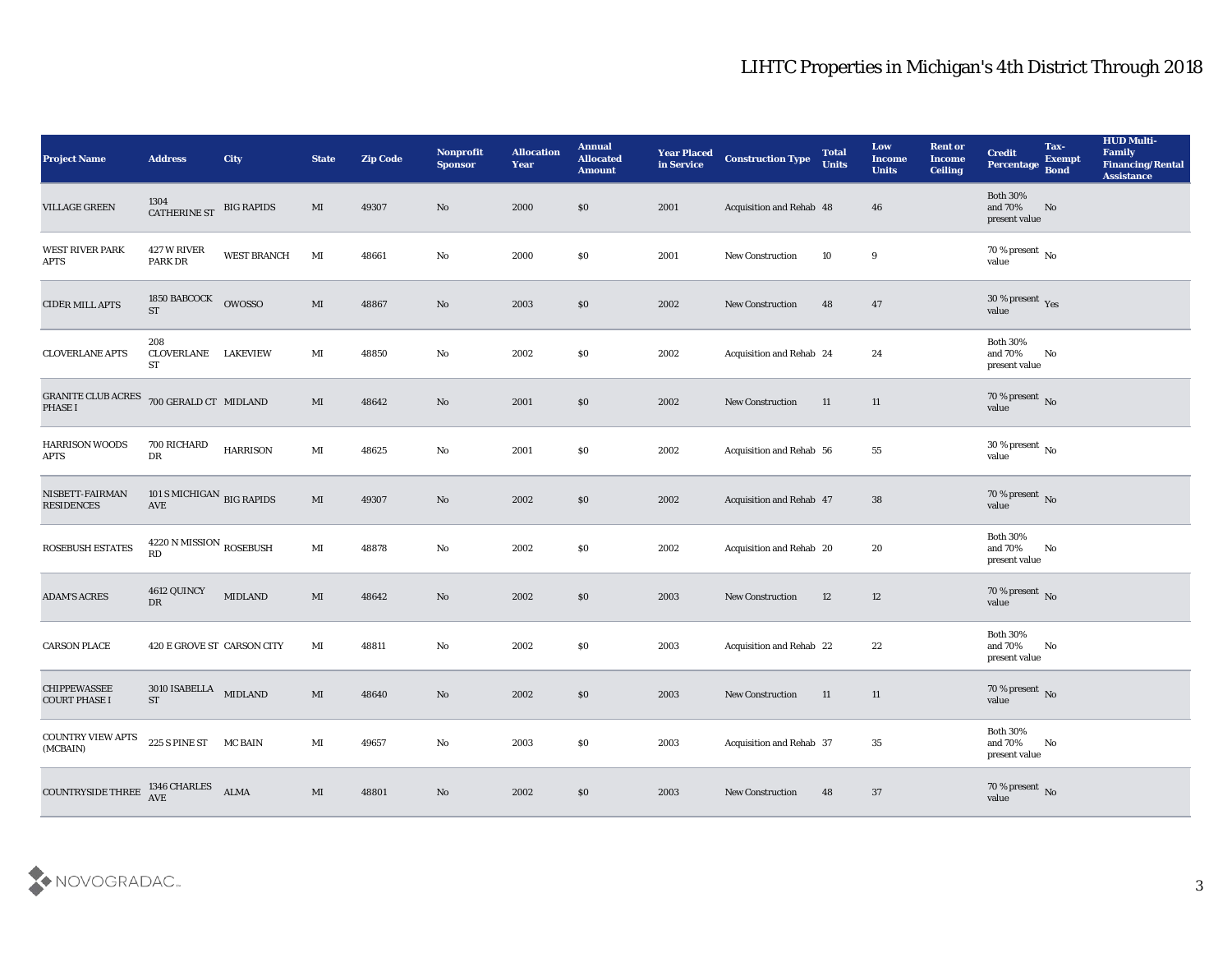# LIHTC Properties in Michigan's 4th District Through 2018

| Project Name | Address | City | State | Zip Code | Nonprofit Sponsor | Allocation Year | Annual Allocated Amount | Year Placed in Service | Construction Type | Total Units | Low Income Units | Rent or Income Ceiling | Credit Percentage | Tax-Exempt Bond | HUD Multi-Family Financing/Rental Assistance |
|---|---|---|---|---|---|---|---|---|---|---|---|---|---|---|---|
| VILLAGE GREEN | 1304 CATHERINE ST | BIG RAPIDS | MI | 49307 | No | 2000 | $0 | 2001 | Acquisition and Rehab | 48 | 46 | | Both 30% and 70% present value | No | |
| WEST RIVER PARK APTS | 427 W RIVER PARK DR | WEST BRANCH | MI | 48661 | No | 2000 | $0 | 2001 | New Construction | 10 | 9 | | 70 % present value | No | |
| CIDER MILL APTS | 1850 BABCOCK ST | OWOSSO | MI | 48867 | No | 2003 | $0 | 2002 | New Construction | 48 | 47 | | 30 % present value | Yes | |
| CLOVERLANE APTS | 208 CLOVERLANE ST | LAKEVIEW | MI | 48850 | No | 2002 | $0 | 2002 | Acquisition and Rehab | 24 | 24 | | Both 30% and 70% present value | No | |
| GRANITE CLUB ACRES PHASE I | 700 GERALD CT | MIDLAND | MI | 48642 | No | 2001 | $0 | 2002 | New Construction | 11 | 11 | | 70 % present value | No | |
| HARRISON WOODS APTS | 700 RICHARD DR | HARRISON | MI | 48625 | No | 2001 | $0 | 2002 | Acquisition and Rehab | 56 | 55 | | 30 % present value | No | |
| NISBETT-FAIRMAN RESIDENCES | 101 S MICHIGAN AVE | BIG RAPIDS | MI | 49307 | No | 2002 | $0 | 2002 | Acquisition and Rehab | 47 | 38 | | 70 % present value | No | |
| ROSEBUSH ESTATES | 4220 N MISSION RD | ROSEBUSH | MI | 48878 | No | 2002 | $0 | 2002 | Acquisition and Rehab | 20 | 20 | | Both 30% and 70% present value | No | |
| ADAM'S ACRES | 4612 QUINCY DR | MIDLAND | MI | 48642 | No | 2002 | $0 | 2003 | New Construction | 12 | 12 | | 70 % present value | No | |
| CARSON PLACE | 420 E GROVE ST | CARSON CITY | MI | 48811 | No | 2002 | $0 | 2003 | Acquisition and Rehab | 22 | 22 | | Both 30% and 70% present value | No | |
| CHIPPEWASSEE COURT PHASE I | 3010 ISABELLA ST | MIDLAND | MI | 48640 | No | 2002 | $0 | 2003 | New Construction | 11 | 11 | | 70 % present value | No | |
| COUNTRY VIEW APTS (MCBAIN) | 225 S PINE ST | MC BAIN | MI | 49657 | No | 2003 | $0 | 2003 | Acquisition and Rehab | 37 | 35 | | Both 30% and 70% present value | No | |
| COUNTRYSIDE THREE | 1346 CHARLES AVE | ALMA | MI | 48801 | No | 2002 | $0 | 2003 | New Construction | 48 | 37 | | 70 % present value | No | |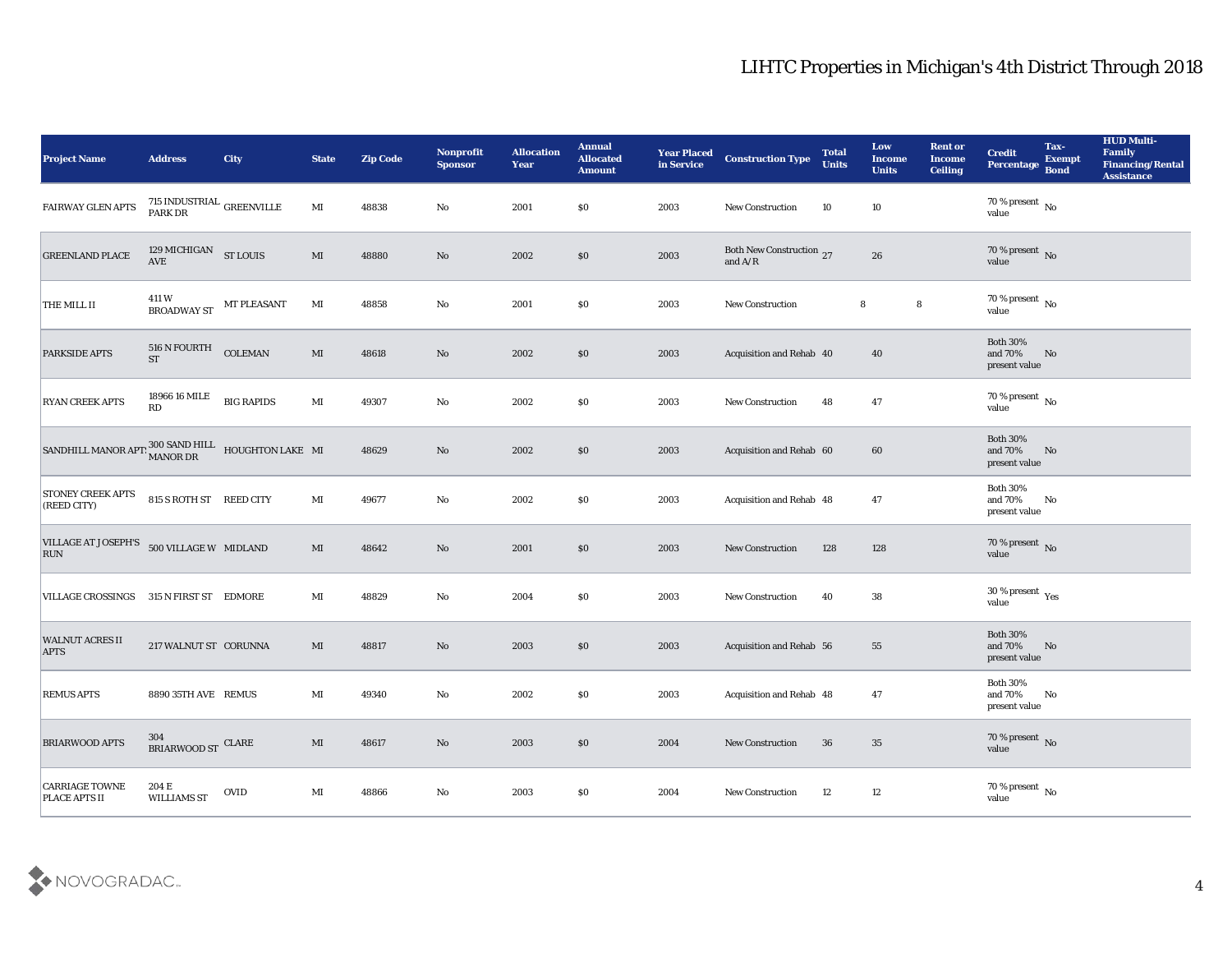| Project Name | Address | City | State | Zip Code | Nonprofit Sponsor | Allocation Year | Annual Allocated Amount | Year Placed in Service | Construction Type | Total Units | Low Income Units | Rent or Income Ceiling | Credit Percentage | Tax-Exempt Bond | HUD Multi-Family Financing/Rental Assistance |
|---|---|---|---|---|---|---|---|---|---|---|---|---|---|---|---|
| FAIRWAY GLEN APTS | 715 INDUSTRIAL PARK DR | GREENVILLE | MI | 48838 | No | 2001 | $0 | 2003 | New Construction | 10 | 10 | | 70 % present value | No | |
| GREENLAND PLACE | 129 MICHIGAN AVE | ST LOUIS | MI | 48880 | No | 2002 | $0 | 2003 | Both New Construction and A/R | 27 | 26 | | 70 % present value | No | |
| THE MILL II | 411 W BROADWAY ST | MT PLEASANT | MI | 48858 | No | 2001 | $0 | 2003 | New Construction | 8 | 8 | | 70 % present value | No | |
| PARKSIDE APTS | 516 N FOURTH ST | COLEMAN | MI | 48618 | No | 2002 | $0 | 2003 | Acquisition and Rehab | 40 | 40 | | Both 30% and 70% present value | No | |
| RYAN CREEK APTS | 18966 16 MILE RD | BIG RAPIDS | MI | 49307 | No | 2002 | $0 | 2003 | New Construction | 48 | 47 | | 70 % present value | No | |
| SANDHILL MANOR APTS | 300 SAND HILL MANOR DR | HOUGHTON LAKE | MI | 48629 | No | 2002 | $0 | 2003 | Acquisition and Rehab | 60 | 60 | | Both 30% and 70% present value | No | |
| STONEY CREEK APTS (REED CITY) | 815 S ROTH ST | REED CITY | MI | 49677 | No | 2002 | $0 | 2003 | Acquisition and Rehab | 48 | 47 | | Both 30% and 70% present value | No | |
| VILLAGE AT JOSEPH'S RUN | 500 VILLAGE W | MIDLAND | MI | 48642 | No | 2001 | $0 | 2003 | New Construction | 128 | 128 | | 70 % present value | No | |
| VILLAGE CROSSINGS | 315 N FIRST ST | EDMORE | MI | 48829 | No | 2004 | $0 | 2003 | New Construction | 40 | 38 | | 30 % present value | Yes | |
| WALNUT ACRES II APTS | 217 WALNUT ST | CORUNNA | MI | 48817 | No | 2003 | $0 | 2003 | Acquisition and Rehab | 56 | 55 | | Both 30% and 70% present value | No | |
| REMUS APTS | 8890 35TH AVE | REMUS | MI | 49340 | No | 2002 | $0 | 2003 | Acquisition and Rehab | 48 | 47 | | Both 30% and 70% present value | No | |
| BRIARWOOD APTS | 304 BRIARWOOD ST | CLARE | MI | 48617 | No | 2003 | $0 | 2004 | New Construction | 36 | 35 | | 70 % present value | No | |
| CARRIAGE TOWNE PLACE APTS II | 204 E WILLIAMS ST | OVID | MI | 48866 | No | 2003 | $0 | 2004 | New Construction | 12 | 12 | | 70 % present value | No | |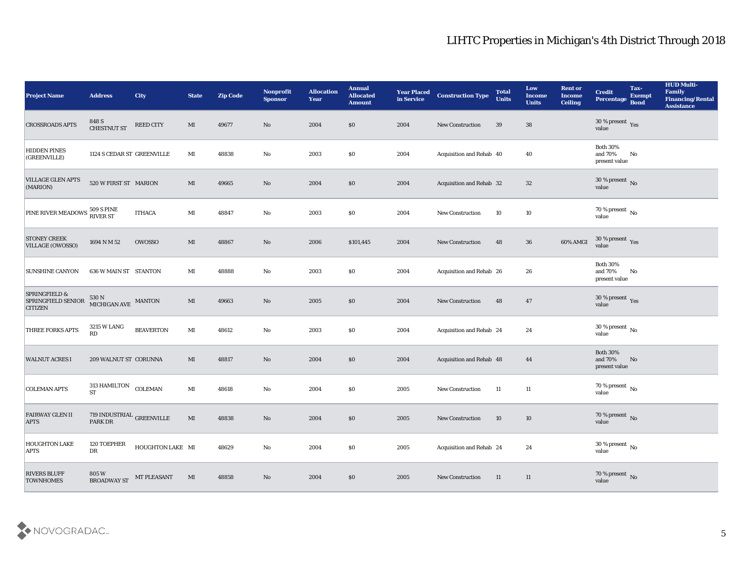# LIHTC Properties in Michigan's 4th District Through 2018

| Project Name | Address | City | State | Zip Code | Nonprofit Sponsor | Allocation Year | Annual Allocated Amount | Year Placed in Service | Construction Type | Total Units | Low Income Units | Rent or Income Ceiling | Credit Percentage | Tax-Exempt Bond | HUD Multi-Family Financing/Rental Assistance |
|---|---|---|---|---|---|---|---|---|---|---|---|---|---|---|---|
| CROSSROADS APTS | 848 S CHESTNUT ST | REED CITY | MI | 49677 | No | 2004 | $0 | 2004 | New Construction | 39 | 38 | | 30 % present value | Yes | |
| HIDDEN PINES (GREENVILLE) | 1124 S CEDAR ST | GREENVILLE | MI | 48838 | No | 2003 | $0 | 2004 | Acquisition and Rehab | 40 | 40 | | Both 30% and 70% present value | No | |
| VILLAGE GLEN APTS (MARION) | 520 W FIRST ST | MARION | MI | 49665 | No | 2004 | $0 | 2004 | Acquisition and Rehab | 32 | 32 | | 30 % present value | No | |
| PINE RIVER MEADOWS | 509 S PINE RIVER ST | ITHACA | MI | 48847 | No | 2003 | $0 | 2004 | New Construction | 10 | 10 | | 70 % present value | No | |
| STONEY CREEK VILLAGE (OWOSSO) | 1694 N M 52 | OWOSSO | MI | 48867 | No | 2006 | $101,445 | 2004 | New Construction | 48 | 36 | 60% AMGI | 30 % present value | Yes | |
| SUNSHINE CANYON | 636 W MAIN ST | STANTON | MI | 48888 | No | 2003 | $0 | 2004 | Acquisition and Rehab | 26 | 26 | | Both 30% and 70% present value | No | |
| SPRINGFIELD & SPRINGFIELD SENIOR CITIZEN | 530 N MICHIGAN AVE | MANTON | MI | 49663 | No | 2005 | $0 | 2004 | New Construction | 48 | 47 | | 30 % present value | Yes | |
| THREE FORKS APTS | 3215 W LANG RD | BEAVERTON | MI | 48612 | No | 2003 | $0 | 2004 | Acquisition and Rehab | 24 | 24 | | 30 % present value | No | |
| WALNUT ACRES I | 209 WALNUT ST | CORUNNA | MI | 48817 | No | 2004 | $0 | 2004 | Acquisition and Rehab | 48 | 44 | | Both 30% and 70% present value | No | |
| COLEMAN APTS | 313 HAMILTON ST | COLEMAN | MI | 48618 | No | 2004 | $0 | 2005 | New Construction | 11 | 11 | | 70 % present value | No | |
| FAIRWAY GLEN II APTS | 719 INDUSTRIAL PARK DR | GREENVILLE | MI | 48838 | No | 2004 | $0 | 2005 | New Construction | 10 | 10 | | 70 % present value | No | |
| HOUGHTON LAKE APTS | 120 TOEPHER DR | HOUGHTON LAKE | MI | 48629 | No | 2004 | $0 | 2005 | Acquisition and Rehab | 24 | 24 | | 30 % present value | No | |
| RIVERS BLUFF TOWNHOMES | 805 W BROADWAY ST | MT PLEASANT | MI | 48858 | No | 2004 | $0 | 2005 | New Construction | 11 | 11 | | 70 % present value | No | |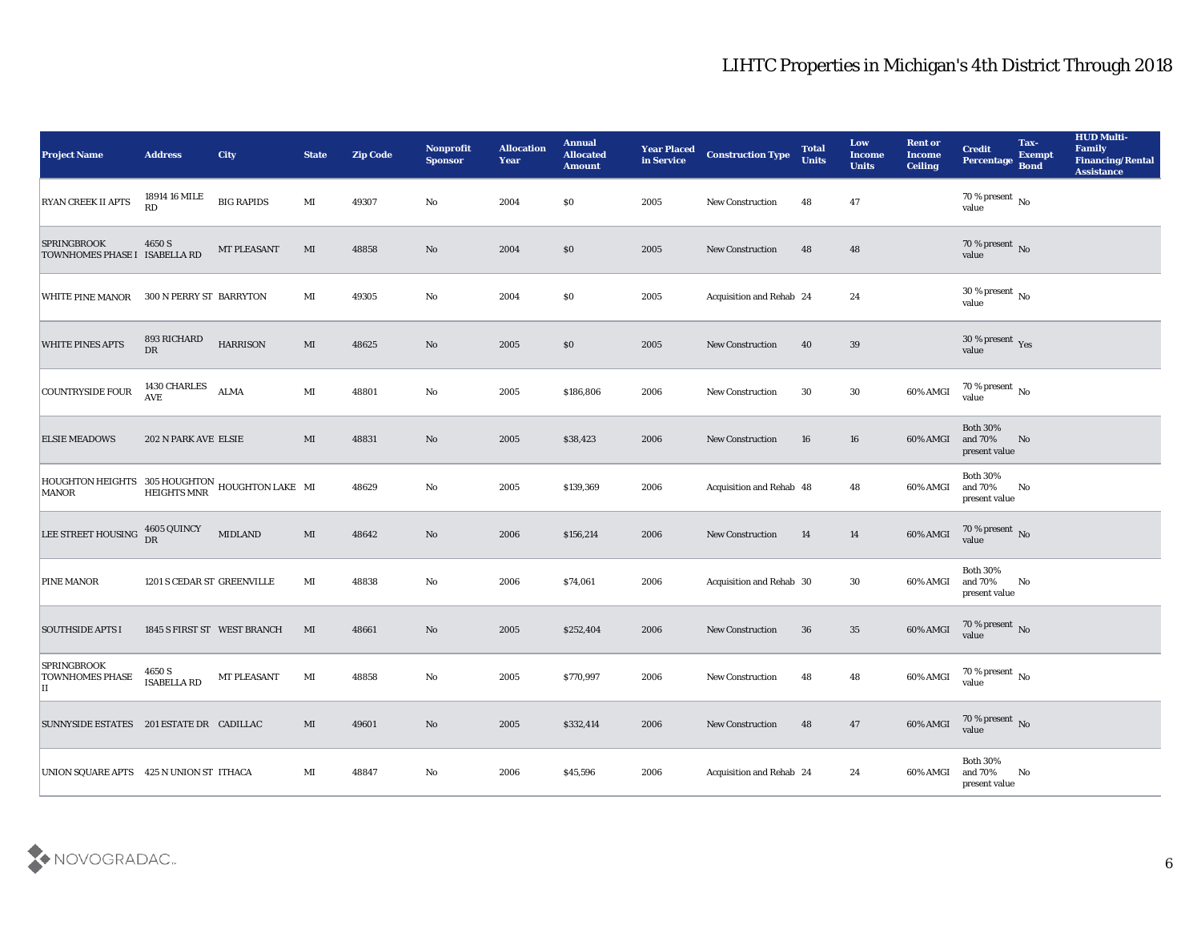# LIHTC Properties in Michigan's 4th District Through 2018

| Project Name | Address | City | State | Zip Code | Nonprofit Sponsor | Allocation Year | Annual Allocated Amount | Year Placed in Service | Construction Type | Total Units | Low Income Units | Rent or Income Ceiling | Credit Percentage | Tax-Exempt Bond | HUD Multi-Family Financing/Rental Assistance |
|---|---|---|---|---|---|---|---|---|---|---|---|---|---|---|---|
| RYAN CREEK II APTS | 18914 16 MILE RD | BIG RAPIDS | MI | 49307 | No | 2004 | $0 | 2005 | New Construction | 48 | 47 | | 70 % present value | No | |
| SPRINGBROOK TOWNHOMES PHASE I | 4650 S ISABELLA RD | MT PLEASANT | MI | 48858 | No | 2004 | $0 | 2005 | New Construction | 48 | 48 | | 70 % present value | No | |
| WHITE PINE MANOR | 300 N PERRY ST | BARRYTON | MI | 49305 | No | 2004 | $0 | 2005 | Acquisition and Rehab | 24 | 24 | | 30 % present value | No | |
| WHITE PINES APTS | 893 RICHARD DR | HARRISON | MI | 48625 | No | 2005 | $0 | 2005 | New Construction | 40 | 39 | | 30 % present value | Yes | |
| COUNTRYSIDE FOUR | 1430 CHARLES AVE | ALMA | MI | 48801 | No | 2005 | $186,806 | 2006 | New Construction | 30 | 30 | 60% AMGI | 70 % present value | No | |
| ELSIE MEADOWS | 202 N PARK AVE | ELSIE | MI | 48831 | No | 2005 | $38,423 | 2006 | New Construction | 16 | 16 | 60% AMGI | Both 30% and 70% present value | No | |
| HOUGHTON HEIGHTS MANOR | 305 HOUGHTON HEIGHTS MNR | HOUGHTON LAKE | MI | 48629 | No | 2005 | $139,369 | 2006 | Acquisition and Rehab | 48 | 48 | 60% AMGI | Both 30% and 70% present value | No | |
| LEE STREET HOUSING | 4605 QUINCY DR | MIDLAND | MI | 48642 | No | 2006 | $156,214 | 2006 | New Construction | 14 | 14 | 60% AMGI | 70 % present value | No | |
| PINE MANOR | 1201 S CEDAR ST | GREENVILLE | MI | 48838 | No | 2006 | $74,061 | 2006 | Acquisition and Rehab | 30 | 30 | 60% AMGI | Both 30% and 70% present value | No | |
| SOUTHSIDE APTS I | 1845 S FIRST ST | WEST BRANCH | MI | 48661 | No | 2005 | $252,404 | 2006 | New Construction | 36 | 35 | 60% AMGI | 70 % present value | No | |
| SPRINGBROOK TOWNHOMES PHASE II | 4650 S ISABELLA RD | MT PLEASANT | MI | 48858 | No | 2005 | $770,997 | 2006 | New Construction | 48 | 48 | 60% AMGI | 70 % present value | No | |
| SUNNYSIDE ESTATES | 201 ESTATE DR | CADILLAC | MI | 49601 | No | 2005 | $332,414 | 2006 | New Construction | 48 | 47 | 60% AMGI | 70 % present value | No | |
| UNION SQUARE APTS | 425 N UNION ST | ITHACA | MI | 48847 | No | 2006 | $45,596 | 2006 | Acquisition and Rehab | 24 | 24 | 60% AMGI | Both 30% and 70% present value | No | |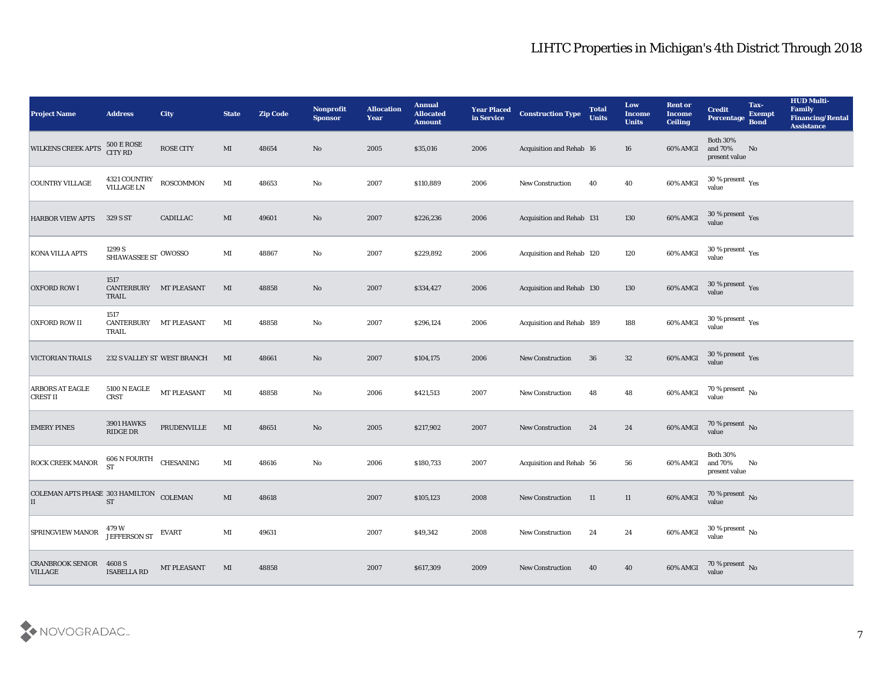# LIHTC Properties in Michigan's 4th District Through 2018

| Project Name | Address | City | State | Zip Code | Nonprofit Sponsor | Allocation Year | Annual Allocated Amount | Year Placed in Service | Construction Type | Total Units | Low Income Units | Rent or Income Ceiling | Credit Percentage | Tax-Exempt Bond | HUD Multi-Family Financing/Rental Assistance |
|---|---|---|---|---|---|---|---|---|---|---|---|---|---|---|---|
| WILKENS CREEK APTS | 500 E ROSE CITY RD | ROSE CITY | MI | 48654 | No | 2005 | $35,016 | 2006 | Acquisition and Rehab | 16 | 16 | 60% AMGI | Both 30% and 70% present value | No | |
| COUNTRY VILLAGE | 4321 COUNTRY VILLAGE LN | ROSCOMMON | MI | 48653 | No | 2007 | $110,889 | 2006 | New Construction | 40 | 40 | 60% AMGI | 30 % present value | Yes | |
| HARBOR VIEW APTS | 329 S ST | CADILLAC | MI | 49601 | No | 2007 | $226,236 | 2006 | Acquisition and Rehab | 131 | 130 | 60% AMGI | 30 % present value | Yes | |
| KONA VILLA APTS | 1299 S SHIAWASSEE ST | OWOSSO | MI | 48867 | No | 2007 | $229,892 | 2006 | Acquisition and Rehab | 120 | 120 | 60% AMGI | 30 % present value | Yes | |
| OXFORD ROW I | 1517 CANTERBURY TRAIL | MT PLEASANT | MI | 48858 | No | 2007 | $334,427 | 2006 | Acquisition and Rehab | 130 | 130 | 60% AMGI | 30 % present value | Yes | |
| OXFORD ROW II | 1517 CANTERBURY TRAIL | MT PLEASANT | MI | 48858 | No | 2007 | $296,124 | 2006 | Acquisition and Rehab | 189 | 188 | 60% AMGI | 30 % present value | Yes | |
| VICTORIAN TRAILS | 232 S VALLEY ST | WEST BRANCH | MI | 48661 | No | 2007 | $104,175 | 2006 | New Construction | 36 | 32 | 60% AMGI | 30 % present value | Yes | |
| ARBORS AT EAGLE CREST II | 5100 N EAGLE CRST | MT PLEASANT | MI | 48858 | No | 2006 | $421,513 | 2007 | New Construction | 48 | 48 | 60% AMGI | 70 % present value | No | |
| EMERY PINES | 3901 HAWKS RIDGE DR | PRUDENVILLE | MI | 48651 | No | 2005 | $217,902 | 2007 | New Construction | 24 | 24 | 60% AMGI | 70 % present value | No | |
| ROCK CREEK MANOR | 606 N FOURTH ST | CHESANING | MI | 48616 | No | 2006 | $180,733 | 2007 | Acquisition and Rehab | 56 | 56 | 60% AMGI | Both 30% and 70% present value | No | |
| COLEMAN APTS PHASE II | 303 HAMILTON ST | COLEMAN | MI | 48618 | | 2007 | $105,123 | 2008 | New Construction | 11 | 11 | 60% AMGI | 70 % present value | No | |
| SPRINGVIEW MANOR | 479 W JEFFERSON ST | EVART | MI | 49631 | | 2007 | $49,342 | 2008 | New Construction | 24 | 24 | 60% AMGI | 30 % present value | No | |
| CRANBROOK SENIOR VILLAGE | 4608 S ISABELLA RD | MT PLEASANT | MI | 48858 | | 2007 | $617,309 | 2009 | New Construction | 40 | 40 | 60% AMGI | 70 % present value | No | |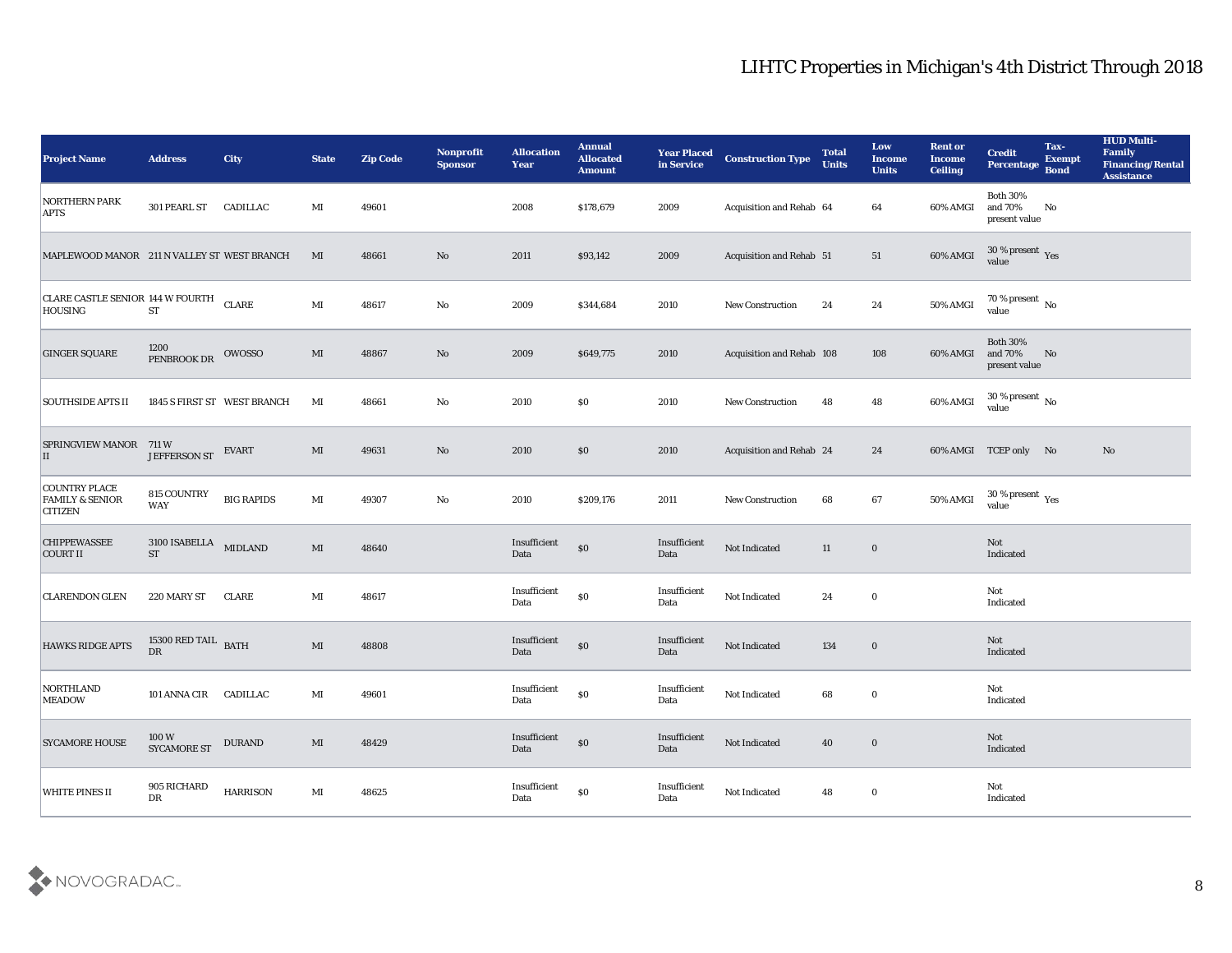# LIHTC Properties in Michigan's 4th District Through 2018

| Project Name | Address | City | State | Zip Code | Nonprofit Sponsor | Allocation Year | Annual Allocated Amount | Year Placed in Service | Construction Type | Total Units | Low Income Units | Rent or Income Ceiling | Credit Percentage | Tax-Exempt Bond | HUD Multi-Family Financing/Rental Assistance |
|---|---|---|---|---|---|---|---|---|---|---|---|---|---|---|---|
| NORTHERN PARK APTS | 301 PEARL ST | CADILLAC | MI | 49601 | | 2008 | $178,679 | 2009 | Acquisition and Rehab | 64 | 64 | 60% AMGI | Both 30% and 70% present value | No | |
| MAPLEWOOD MANOR | 211 N VALLEY ST | WEST BRANCH | MI | 48661 | No | 2011 | $93,142 | 2009 | Acquisition and Rehab | 51 | 51 | 60% AMGI | 30 % present value | Yes | |
| CLARE CASTLE SENIOR HOUSING | 144 W FOURTH ST | CLARE | MI | 48617 | No | 2009 | $344,684 | 2010 | New Construction | 24 | 24 | 50% AMGI | 70 % present value | No | |
| GINGER SQUARE | 1200 PENBROOK DR | OWOSSO | MI | 48867 | No | 2009 | $649,775 | 2010 | Acquisition and Rehab | 108 | 108 | 60% AMGI | Both 30% and 70% present value | No | |
| SOUTHSIDE APTS II | 1845 S FIRST ST | WEST BRANCH | MI | 48661 | No | 2010 | $0 | 2010 | New Construction | 48 | 48 | 60% AMGI | 30 % present value | No | |
| SPRINGVIEW MANOR II | 711 W JEFFERSON ST | EVART | MI | 49631 | No | 2010 | $0 | 2010 | Acquisition and Rehab | 24 | 24 | 60% AMGI | TCEP only | No | No |
| COUNTRY PLACE FAMILY & SENIOR CITIZEN | 815 COUNTRY WAY | BIG RAPIDS | MI | 49307 | No | 2010 | $209,176 | 2011 | New Construction | 68 | 67 | 50% AMGI | 30 % present value | Yes | |
| CHIPPEWASSEE COURT II | 3100 ISABELLA ST | MIDLAND | MI | 48640 | | Insufficient Data | $0 | Insufficient Data | Not Indicated | 11 | 0 | | Not Indicated | | |
| CLARENDON GLEN | 220 MARY ST | CLARE | MI | 48617 | | Insufficient Data | $0 | Insufficient Data | Not Indicated | 24 | 0 | | Not Indicated | | |
| HAWKS RIDGE APTS | 15300 RED TAIL DR | BATH | MI | 48808 | | Insufficient Data | $0 | Insufficient Data | Not Indicated | 134 | 0 | | Not Indicated | | |
| NORTHLAND MEADOW | 101 ANNA CIR | CADILLAC | MI | 49601 | | Insufficient Data | $0 | Insufficient Data | Not Indicated | 68 | 0 | | Not Indicated | | |
| SYCAMORE HOUSE | 100 W SYCAMORE ST | DURAND | MI | 48429 | | Insufficient Data | $0 | Insufficient Data | Not Indicated | 40 | 0 | | Not Indicated | | |
| WHITE PINES II | 905 RICHARD DR | HARRISON | MI | 48625 | | Insufficient Data | $0 | Insufficient Data | Not Indicated | 48 | 0 | | Not Indicated | | |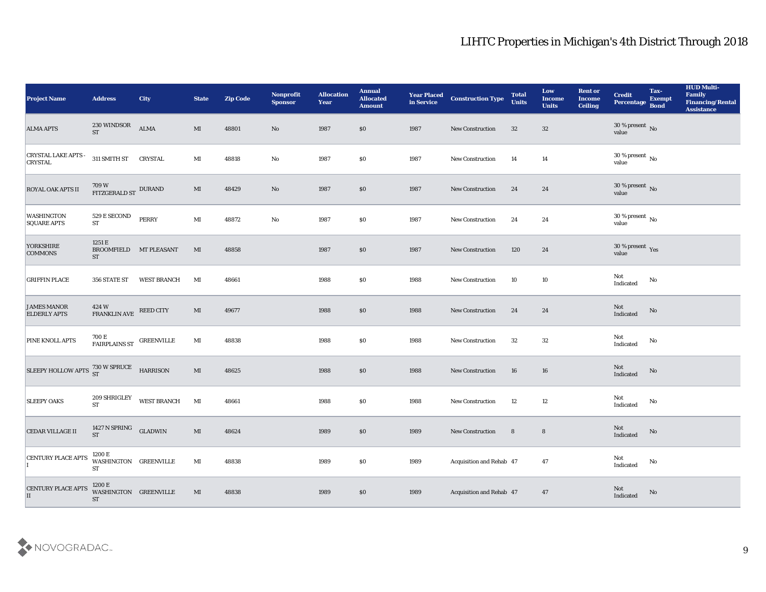## LIHTC Properties in Michigan's 4th District Through 2018

| Project Name | Address | City | State | Zip Code | Nonprofit Sponsor | Allocation Year | Annual Allocated Amount | Year Placed in Service | Construction Type | Total Units | Low Income Units | Rent or Income Ceiling | Credit Percentage | Tax-Exempt Bond | HUD Multi-Family Financing/Rental Assistance |
|---|---|---|---|---|---|---|---|---|---|---|---|---|---|---|---|
| ALMA APTS | 230 WINDSOR ST | ALMA | MI | 48801 | No | 1987 | $0 | 1987 | New Construction | 32 | 32 | | 30 % present value | No | |
| CRYSTAL LAKE APTS - CRYSTAL | 311 SMITH ST | CRYSTAL | MI | 48818 | No | 1987 | $0 | 1987 | New Construction | 14 | 14 | | 30 % present value | No | |
| ROYAL OAK APTS II | 709 W FITZGERALD ST | DURAND | MI | 48429 | No | 1987 | $0 | 1987 | New Construction | 24 | 24 | | 30 % present value | No | |
| WASHINGTON SQUARE APTS | 529 E SECOND ST | PERRY | MI | 48872 | No | 1987 | $0 | 1987 | New Construction | 24 | 24 | | 30 % present value | No | |
| YORKSHIRE COMMONS | 1251 E BROOMFIELD ST | MT PLEASANT | MI | 48858 | | 1987 | $0 | 1987 | New Construction | 120 | 24 | | 30 % present value | Yes | |
| GRIFFIN PLACE | 356 STATE ST | WEST BRANCH | MI | 48661 | | 1988 | $0 | 1988 | New Construction | 10 | 10 | | Not Indicated | No | |
| JAMES MANOR ELDERLY APTS | 424 W FRANKLIN AVE | REED CITY | MI | 49677 | | 1988 | $0 | 1988 | New Construction | 24 | 24 | | Not Indicated | No | |
| PINE KNOLL APTS | 700 E FAIRPLAINS ST | GREENVILLE | MI | 48838 | | 1988 | $0 | 1988 | New Construction | 32 | 32 | | Not Indicated | No | |
| SLEEPY HOLLOW APTS | 730 W SPRUCE ST | HARRISON | MI | 48625 | | 1988 | $0 | 1988 | New Construction | 16 | 16 | | Not Indicated | No | |
| SLEEPY OAKS | 209 SHRIGLEY ST | WEST BRANCH | MI | 48661 | | 1988 | $0 | 1988 | New Construction | 12 | 12 | | Not Indicated | No | |
| CEDAR VILLAGE II | 1427 N SPRING ST | GLADWIN | MI | 48624 | | 1989 | $0 | 1989 | New Construction | 8 | 8 | | Not Indicated | No | |
| CENTURY PLACE APTS I | 1200 E WASHINGTON ST | GREENVILLE | MI | 48838 | | 1989 | $0 | 1989 | Acquisition and Rehab | 47 | 47 | | Not Indicated | No | |
| CENTURY PLACE APTS II | 1200 E WASHINGTON ST | GREENVILLE | MI | 48838 | | 1989 | $0 | 1989 | Acquisition and Rehab | 47 | 47 | | Not Indicated | No | |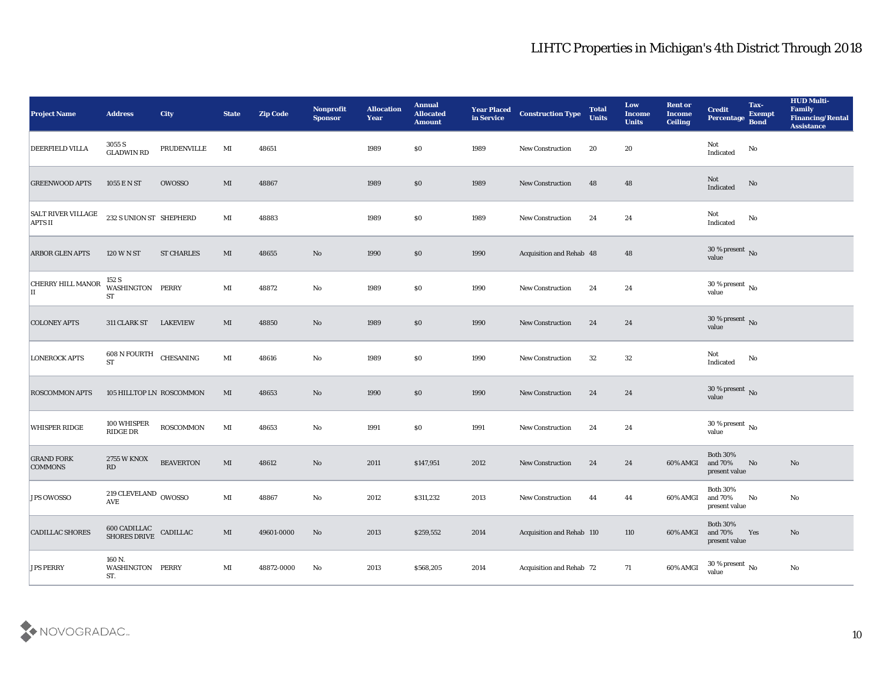# LIHTC Properties in Michigan's 4th District Through 2018

| Project Name | Address | City | State | Zip Code | Nonprofit Sponsor | Allocation Year | Annual Allocated Amount | Year Placed in Service | Construction Type | Total Units | Low Income Units | Rent or Income Ceiling | Credit Percentage | Tax-Exempt Bond | HUD Multi-Family Financing/Rental Assistance |
|---|---|---|---|---|---|---|---|---|---|---|---|---|---|---|---|
| DEERFIELD VILLA | 3055 S GLADWIN RD | PRUDENVILLE | MI | 48651 | | 1989 | $0 | 1989 | New Construction | 20 | 20 | | Not Indicated | No | |
| GREENWOOD APTS | 1055 E N ST | OWOSSO | MI | 48867 | | 1989 | $0 | 1989 | New Construction | 48 | 48 | | Not Indicated | No | |
| SALT RIVER VILLAGE APTS II | 232 S UNION ST | SHEPHERD | MI | 48883 | | 1989 | $0 | 1989 | New Construction | 24 | 24 | | Not Indicated | No | |
| ARBOR GLEN APTS | 120 W N ST | ST CHARLES | MI | 48655 | No | 1990 | $0 | 1990 | Acquisition and Rehab | 48 | 48 | | 30 % present value | No | |
| CHERRY HILL MANOR II | 152 S WASHINGTON ST | PERRY | MI | 48872 | No | 1989 | $0 | 1990 | New Construction | 24 | 24 | | 30 % present value | No | |
| COLONEY APTS | 311 CLARK ST | LAKEVIEW | MI | 48850 | No | 1989 | $0 | 1990 | New Construction | 24 | 24 | | 30 % present value | No | |
| LONEROCK APTS | 608 N FOURTH ST | CHESANING | MI | 48616 | No | 1989 | $0 | 1990 | New Construction | 32 | 32 | | Not Indicated | No | |
| ROSCOMMON APTS | 105 HILLTOP LN | ROSCOMMON | MI | 48653 | No | 1990 | $0 | 1990 | New Construction | 24 | 24 | | 30 % present value | No | |
| WHISPER RIDGE | 100 WHISPER RIDGE DR | ROSCOMMON | MI | 48653 | No | 1991 | $0 | 1991 | New Construction | 24 | 24 | | 30 % present value | No | |
| GRAND FORK COMMONS | 2755 W KNOX RD | BEAVERTON | MI | 48612 | No | 2011 | $147,951 | 2012 | New Construction | 24 | 24 | 60% AMGI | Both 30% and 70% present value | No | No |
| JPS OWOSSO | 219 CLEVELAND AVE | OWOSSO | MI | 48867 | No | 2012 | $311,232 | 2013 | New Construction | 44 | 44 | 60% AMGI | Both 30% and 70% present value | No | No |
| CADILLAC SHORES | 600 CADILLAC SHORES DRIVE | CADILLAC | MI | 49601-0000 | No | 2013 | $259,552 | 2014 | Acquisition and Rehab | 110 | 110 | 60% AMGI | Both 30% and 70% present value | Yes | No |
| JPS PERRY | 160 N. WASHINGTON ST. | PERRY | MI | 48872-0000 | No | 2013 | $568,205 | 2014 | Acquisition and Rehab | 72 | 71 | 60% AMGI | 30 % present value | No | No |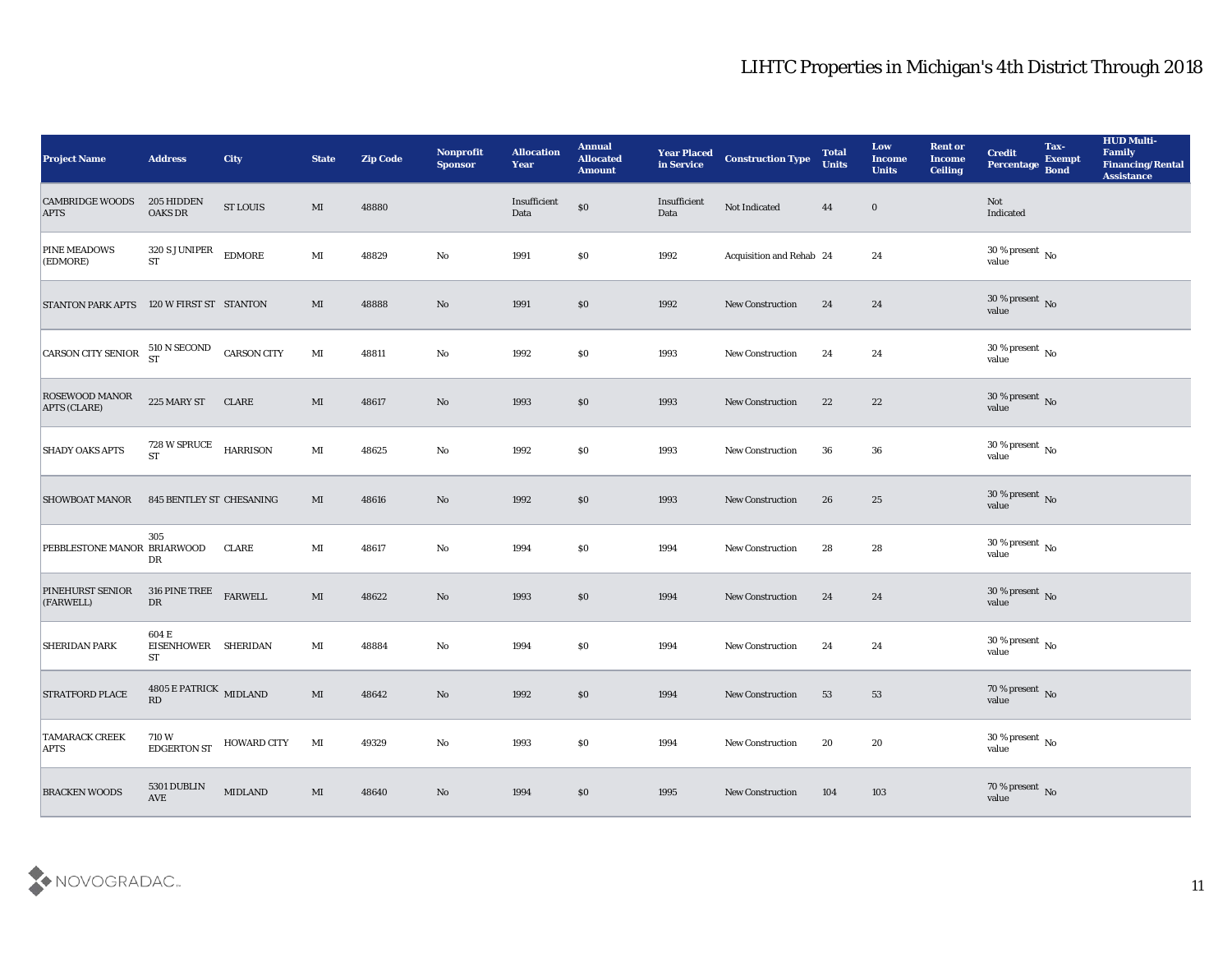## LIHTC Properties in Michigan's 4th District Through 2018

| Project Name | Address | City | State | Zip Code | Nonprofit Sponsor | Allocation Year | Annual Allocated Amount | Year Placed in Service | Construction Type | Total Units | Low Income Units | Rent or Income Ceiling | Credit Percentage | Tax-Exempt Bond | HUD Multi-Family Financing/Rental Assistance |
|---|---|---|---|---|---|---|---|---|---|---|---|---|---|---|---|
| CAMBRIDGE WOODS APTS | 205 HIDDEN OAKS DR | ST LOUIS | MI | 48880 | | Insufficient Data | $0 | Insufficient Data | Not Indicated | 44 | 0 | | Not Indicated | | |
| PINE MEADOWS (EDMORE) | 320 S JUNIPER ST | EDMORE | MI | 48829 | No | 1991 | $0 | 1992 | Acquisition and Rehab | 24 | 24 | | 30 % present value | No | |
| STANTON PARK APTS | 120 W FIRST ST | STANTON | MI | 48888 | No | 1991 | $0 | 1992 | New Construction | 24 | 24 | | 30 % present value | No | |
| CARSON CITY SENIOR | 510 N SECOND ST | CARSON CITY | MI | 48811 | No | 1992 | $0 | 1993 | New Construction | 24 | 24 | | 30 % present value | No | |
| ROSEWOOD MANOR APTS (CLARE) | 225 MARY ST | CLARE | MI | 48617 | No | 1993 | $0 | 1993 | New Construction | 22 | 22 | | 30 % present value | No | |
| SHADY OAKS APTS | 728 W SPRUCE ST | HARRISON | MI | 48625 | No | 1992 | $0 | 1993 | New Construction | 36 | 36 | | 30 % present value | No | |
| SHOWBOAT MANOR | 845 BENTLEY ST | CHESANING | MI | 48616 | No | 1992 | $0 | 1993 | New Construction | 26 | 25 | | 30 % present value | No | |
| PEBBLESTONE MANOR | 305 BRIARWOOD DR | CLARE | MI | 48617 | No | 1994 | $0 | 1994 | New Construction | 28 | 28 | | 30 % present value | No | |
| PINEHURST SENIOR (FARWELL) | 316 PINE TREE DR | FARWELL | MI | 48622 | No | 1993 | $0 | 1994 | New Construction | 24 | 24 | | 30 % present value | No | |
| SHERIDAN PARK | 604 E EISENHOWER ST | SHERIDAN | MI | 48884 | No | 1994 | $0 | 1994 | New Construction | 24 | 24 | | 30 % present value | No | |
| STRATFORD PLACE | 4805 E PATRICK RD | MIDLAND | MI | 48642 | No | 1992 | $0 | 1994 | New Construction | 53 | 53 | | 70 % present value | No | |
| TAMARACK CREEK APTS | 710 W EDGERTON ST | HOWARD CITY | MI | 49329 | No | 1993 | $0 | 1994 | New Construction | 20 | 20 | | 30 % present value | No | |
| BRACKEN WOODS | 5301 DUBLIN AVE | MIDLAND | MI | 48640 | No | 1994 | $0 | 1995 | New Construction | 104 | 103 | | 70 % present value | No | |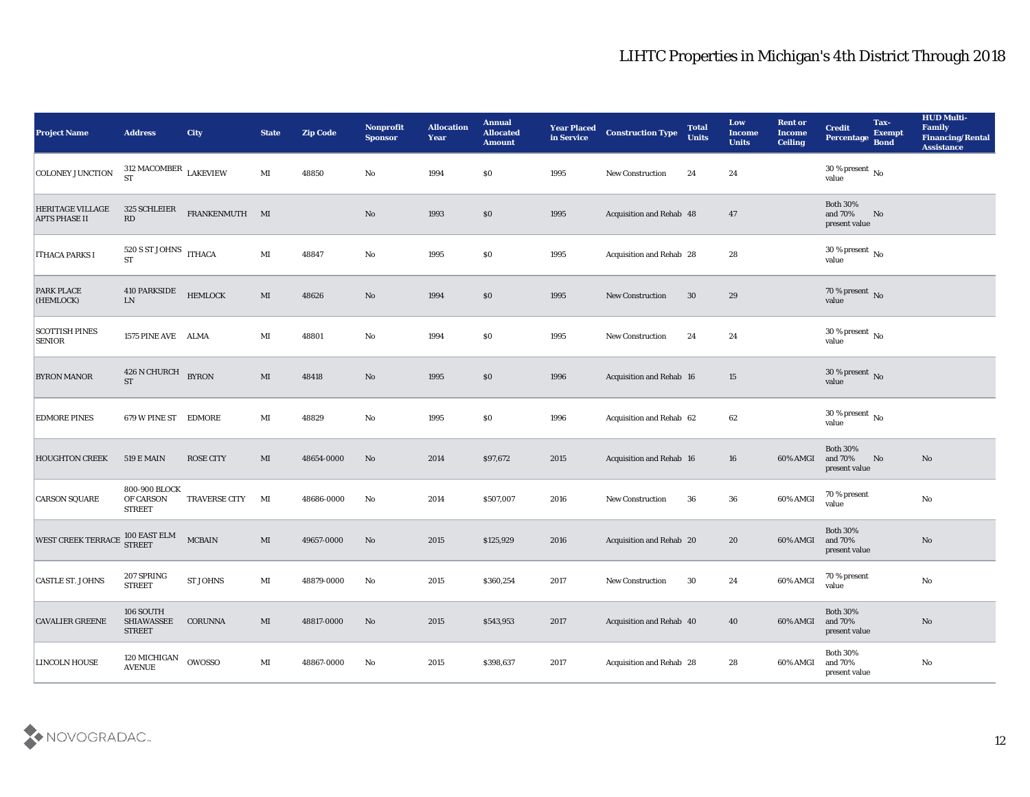## LIHTC Properties in Michigan's 4th District Through 2018

| Project Name | Address | City | State | Zip Code | Nonprofit Sponsor | Allocation Year | Annual Allocated Amount | Year Placed in Service | Construction Type | Total Units | Low Income Units | Rent or Income Ceiling | Credit Percentage | Tax-Exempt Bond | HUD Multi-Family Financing/Rental Assistance |
|---|---|---|---|---|---|---|---|---|---|---|---|---|---|---|---|
| COLONEY JUNCTION | 312 MACOMBER ST | LAKEVIEW | MI | 48850 | No | 1994 | $0 | 1995 | New Construction | 24 | 24 | | 30 % present value | No | |
| HERITAGE VILLAGE APTS PHASE II | 325 SCHLEIER RD | FRANKENMUTH | MI | | No | 1993 | $0 | 1995 | Acquisition and Rehab | 48 | 47 | | Both 30% and 70% present value | No | |
| ITHACA PARKS I | 520 S ST JOHNS ST | ITHACA | MI | 48847 | No | 1995 | $0 | 1995 | Acquisition and Rehab | 28 | 28 | | 30 % present value | No | |
| PARK PLACE (HEMLOCK) | 410 PARKSIDE LN | HEMLOCK | MI | 48626 | No | 1994 | $0 | 1995 | New Construction | 30 | 29 | | 70 % present value | No | |
| SCOTTISH PINES SENIOR | 1575 PINE AVE | ALMA | MI | 48801 | No | 1994 | $0 | 1995 | New Construction | 24 | 24 | | 30 % present value | No | |
| BYRON MANOR | 426 N CHURCH ST | BYRON | MI | 48418 | No | 1995 | $0 | 1996 | Acquisition and Rehab | 16 | 15 | | 30 % present value | No | |
| EDMORE PINES | 679 W PINE ST | EDMORE | MI | 48829 | No | 1995 | $0 | 1996 | Acquisition and Rehab | 62 | 62 | | 30 % present value | No | |
| HOUGHTON CREEK | 519 E MAIN | ROSE CITY | MI | 48654-0000 | No | 2014 | $97,672 | 2015 | Acquisition and Rehab | 16 | 16 | 60% AMGI | Both 30% and 70% present value | No | No |
| CARSON SQUARE | 800-900 BLOCK OF CARSON STREET | TRAVERSE CITY | MI | 48686-0000 | No | 2014 | $507,007 | 2016 | New Construction | 36 | 36 | 60% AMGI | 70 % present value | | No |
| WEST CREEK TERRACE | 100 EAST ELM STREET | MCBAIN | MI | 49657-0000 | No | 2015 | $125,929 | 2016 | Acquisition and Rehab | 20 | 20 | 60% AMGI | Both 30% and 70% present value | | No |
| CASTLE ST. JOHNS | 207 SPRING STREET | ST JOHNS | MI | 48879-0000 | No | 2015 | $360,254 | 2017 | New Construction | 30 | 24 | 60% AMGI | 70 % present value | | No |
| CAVALIER GREENE | 106 SOUTH SHIAWASSEE STREET | CORUNNA | MI | 48817-0000 | No | 2015 | $543,953 | 2017 | Acquisition and Rehab | 40 | 40 | 60% AMGI | Both 30% and 70% present value | | No |
| LINCOLN HOUSE | 120 MICHIGAN AVENUE | OWOSSO | MI | 48867-0000 | No | 2015 | $398,637 | 2017 | Acquisition and Rehab | 28 | 28 | 60% AMGI | Both 30% and 70% present value | | No |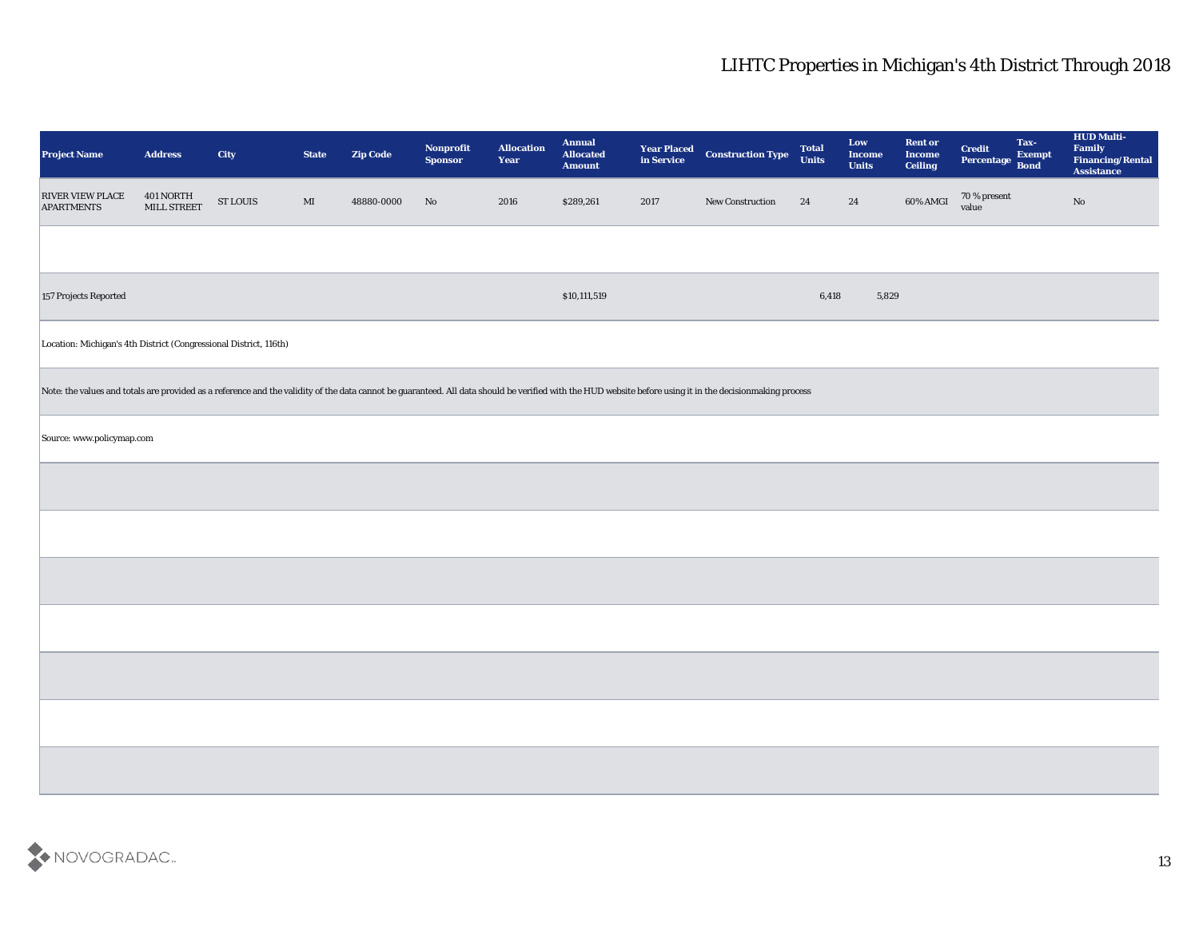# LIHTC Properties in Michigan's 4th District Through 2018

| Project Name | Address | City | State | Zip Code | Nonprofit Sponsor | Allocation Year | Annual Allocated Amount | Year Placed in Service | Construction Type | Total Units | Low Income Units | Rent or Income Ceiling | Credit Percentage | Tax-Exempt Bond | HUD Multi-Family Financing/Rental Assistance |
|---|---|---|---|---|---|---|---|---|---|---|---|---|---|---|---|
| RIVER VIEW PLACE APARTMENTS | 401 NORTH MILL STREET | ST LOUIS | MI | 48880-0000 | No | 2016 | $289,261 | 2017 | New Construction | 24 | 24 | 60% AMGI | 70 % present value | | No |
| | | | | | | | | | | | | | | | |
| 157 Projects Reported | | | | | | | $10,111,519 | | | 6,418 | 5,829 | | | | |

Location: Michigan's 4th District (Congressional District, 116th)

Note: the values and totals are provided as a reference and the validity of the data cannot be guaranteed. All data should be verified with the HUD website before using it in the decisionmaking process

Source: www.policymap.com